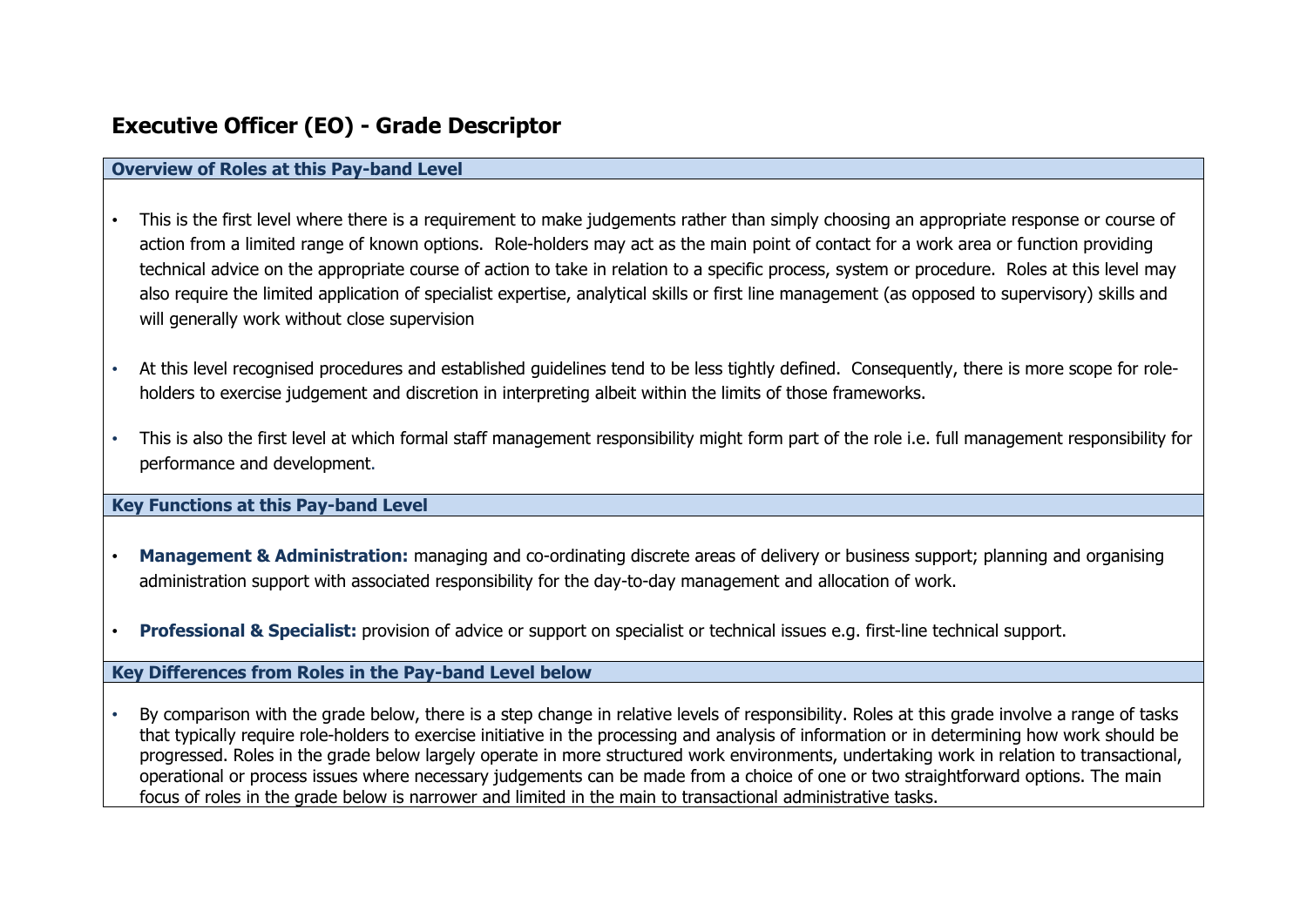# Executive Officer (EO) - Grade Descriptor

## Overview of Roles at this Pay-band Level

- This is the first level where there is a requirement to make judgements rather than simply choosing an appropriate response or course of action from a limited range of known options. Role-holders may act as the main point of contact for a work area or function providing technical advice on the appropriate course of action to take in relation to a specific process, system or procedure. Roles at this level may also require the limited application of specialist expertise, analytical skills or first line management (as opposed to supervisory) skills and will generally work without close supervision

- At this level recognised procedures and established guidelines tend to be less tightly defined. Consequently, there is more scope for role-holders to exercise judgement and discretion in interpreting albeit within the limits of those frameworks.

- This is also the first level at which formal staff management responsibility might form part of the role i.e. full management responsibility for performance and development.

## Key Functions at this Pay-band Level

- **Management & Administration:** managing and co-ordinating discrete areas of delivery or business support; planning and organising administration support with associated responsibility for the day-to-day management and allocation of work.

- **Professional & Specialist:** provision of advice or support on specialist or technical issues e.g. first-line technical support.

## Key Differences from Roles in the Pay-band Level below

- By comparison with the grade below, there is a step change in relative levels of responsibility. Roles at this grade involve a range of tasks that typically require role-holders to exercise initiative in the processing and analysis of information or in determining how work should be progressed. Roles in the grade below largely operate in more structured work environments, undertaking work in relation to transactional, operational or process issues where necessary judgements can be made from a choice of one or two straightforward options. The main focus of roles in the grade below is narrower and limited in the main to transactional administrative tasks.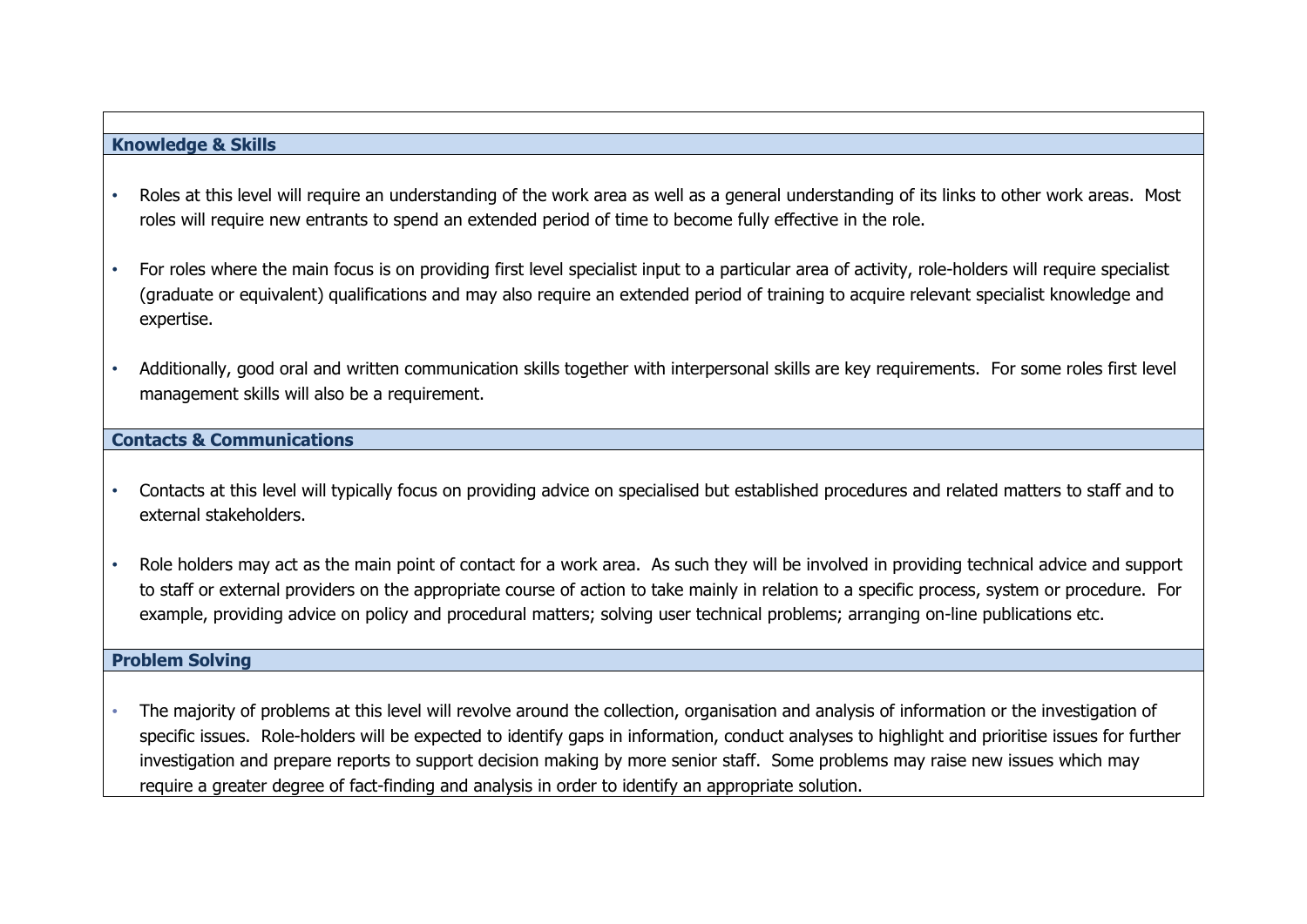## Knowledge & Skills

- Roles at this level will require an understanding of the work area as well as a general understanding of its links to other work areas. Most roles will require new entrants to spend an extended period of time to become fully effective in the role.

- For roles where the main focus is on providing first level specialist input to a particular area of activity, role-holders will require specialist (graduate or equivalent) qualifications and may also require an extended period of training to acquire relevant specialist knowledge and expertise.

- Additionally, good oral and written communication skills together with interpersonal skills are key requirements. For some roles first level management skills will also be a requirement.

## Contacts & Communications

- Contacts at this level will typically focus on providing advice on specialised but established procedures and related matters to staff and to external stakeholders.

- Role holders may act as the main point of contact for a work area. As such they will be involved in providing technical advice and support to staff or external providers on the appropriate course of action to take mainly in relation to a specific process, system or procedure. For example, providing advice on policy and procedural matters; solving user technical problems; arranging on-line publications etc.

## Problem Solving

- The majority of problems at this level will revolve around the collection, organisation and analysis of information or the investigation of specific issues. Role-holders will be expected to identify gaps in information, conduct analyses to highlight and prioritise issues for further investigation and prepare reports to support decision making by more senior staff. Some problems may raise new issues which may require a greater degree of fact-finding and analysis in order to identify an appropriate solution.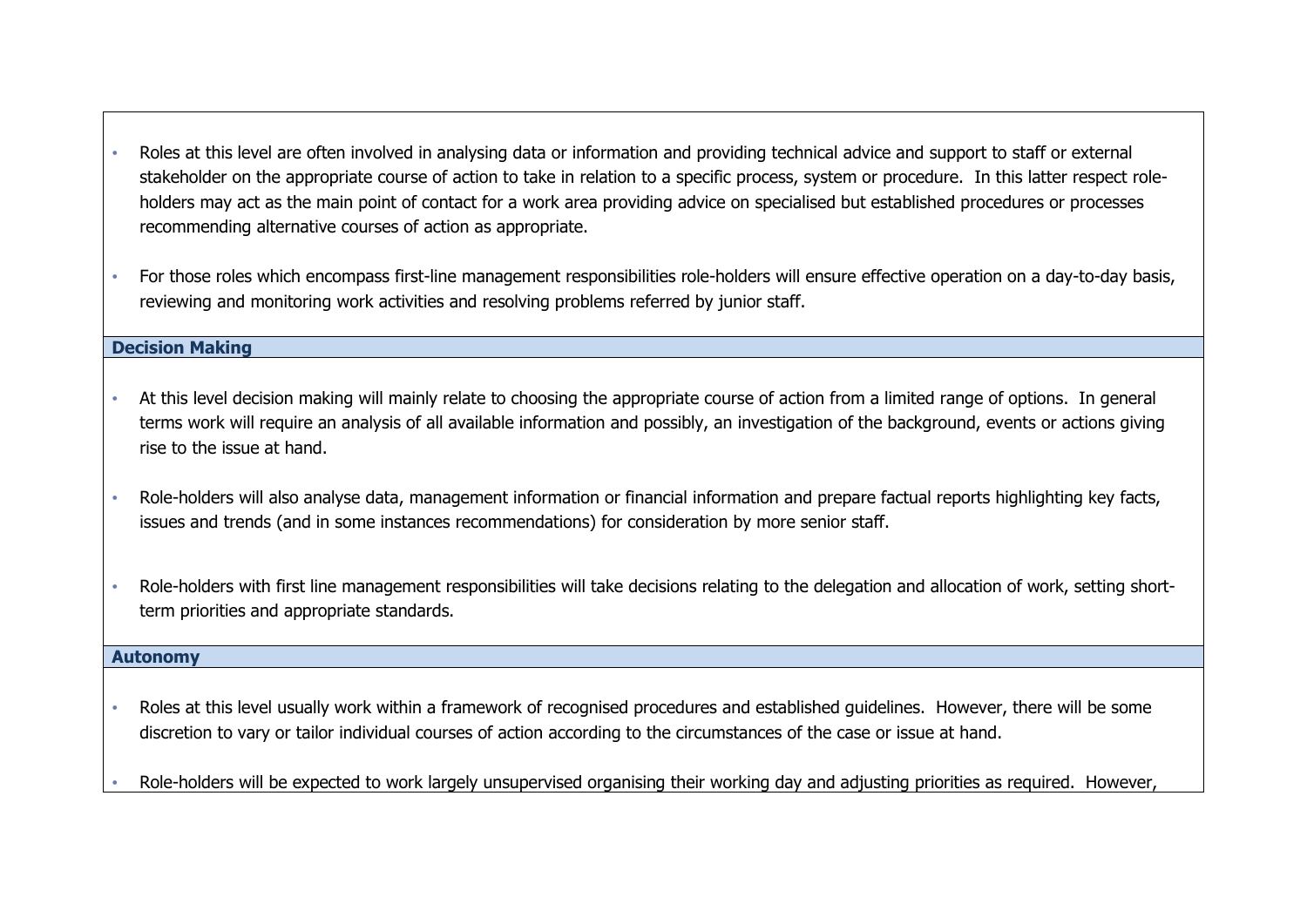- Roles at this level are often involved in analysing data or information and providing technical advice and support to staff or external stakeholder on the appropriate course of action to take in relation to a specific process, system or procedure. In this latter respect role-holders may act as the main point of contact for a work area providing advice on specialised but established procedures or processes recommending alternative courses of action as appropriate.

- For those roles which encompass first-line management responsibilities role-holders will ensure effective operation on a day-to-day basis, reviewing and monitoring work activities and resolving problems referred by junior staff.

### Decision Making

- At this level decision making will mainly relate to choosing the appropriate course of action from a limited range of options. In general terms work will require an analysis of all available information and possibly, an investigation of the background, events or actions giving rise to the issue at hand.

- Role-holders will also analyse data, management information or financial information and prepare factual reports highlighting key facts, issues and trends (and in some instances recommendations) for consideration by more senior staff.

- Role-holders with first line management responsibilities will take decisions relating to the delegation and allocation of work, setting short-term priorities and appropriate standards.

### Autonomy

- Roles at this level usually work within a framework of recognised procedures and established guidelines. However, there will be some discretion to vary or tailor individual courses of action according to the circumstances of the case or issue at hand.

- Role-holders will be expected to work largely unsupervised organising their working day and adjusting priorities as required. However,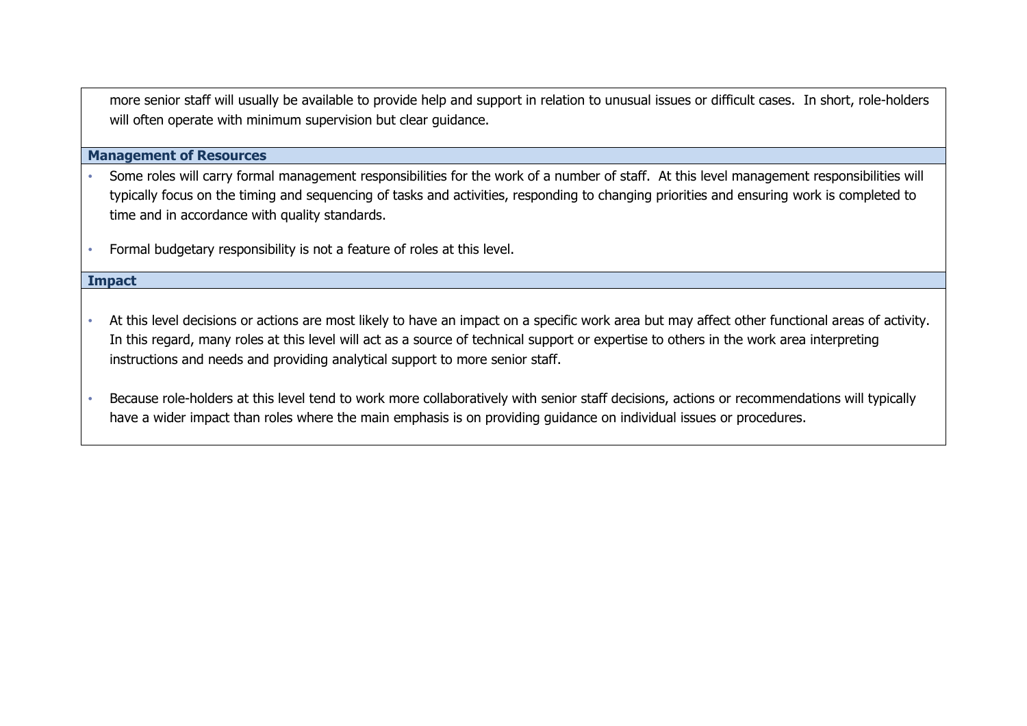more senior staff will usually be available to provide help and support in relation to unusual issues or difficult cases. In short, role-holders will often operate with minimum supervision but clear guidance.

### Management of Resources

- Some roles will carry formal management responsibilities for the work of a number of staff. At this level management responsibilities will typically focus on the timing and sequencing of tasks and activities, responding to changing priorities and ensuring work is completed to time and in accordance with quality standards.
- Formal budgetary responsibility is not a feature of roles at this level.

### Impact

- At this level decisions or actions are most likely to have an impact on a specific work area but may affect other functional areas of activity. In this regard, many roles at this level will act as a source of technical support or expertise to others in the work area interpreting instructions and needs and providing analytical support to more senior staff.
- Because role-holders at this level tend to work more collaboratively with senior staff decisions, actions or recommendations will typically have a wider impact than roles where the main emphasis is on providing guidance on individual issues or procedures.